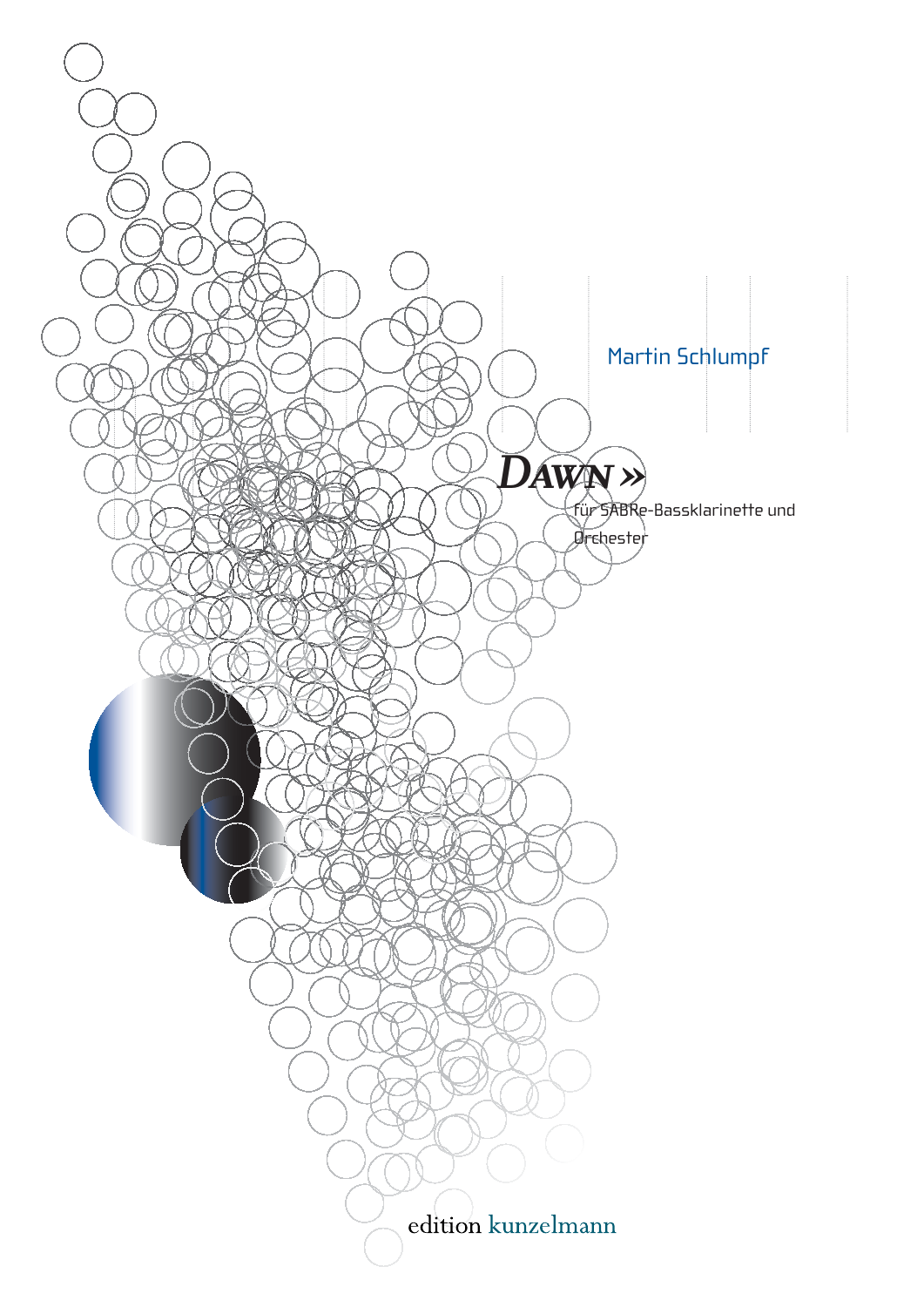Martin Schlumpf

# DAWN »

für SABRe-Bassklarinette und Orchester

edition kunzelmann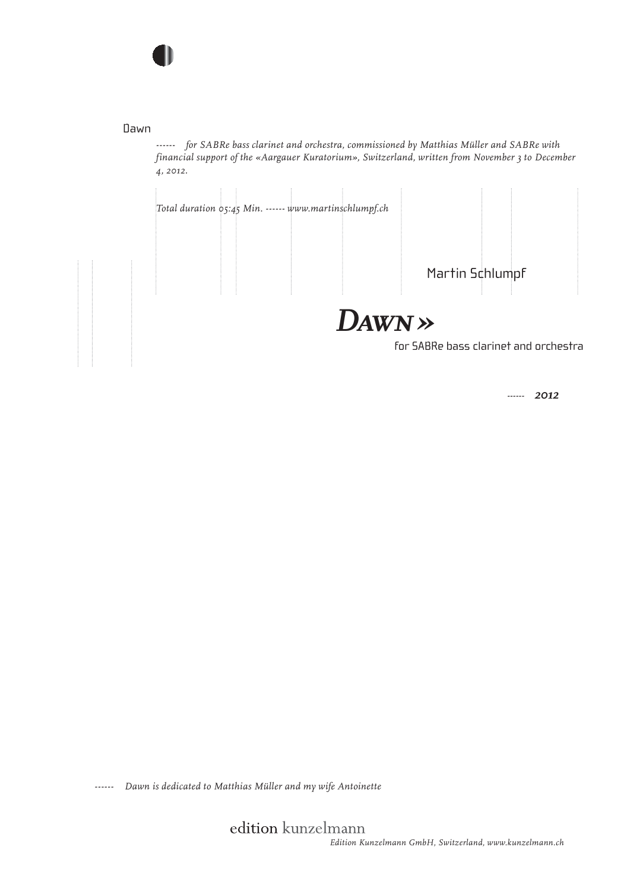Dawn

------ *for SABRe bass clarinet and orchestra, commissioned by Matthias Müller and SABRe with financial support of the «Aargauer Kuratorium», Switzerland, written from November 3 to December 4, 2012.*

*Total duration 05:45 Min. ------ www.martinschlumpf.ch*

Martin Schlumpf

# *Dawn »*

for SABRe bass clarinet and orchestra

------ ***2012***

------ *Dawn is dedicated to Matthias Müller and my wife Antoinette*

edition kunzelmann

*Edition Kunzelmann GmbH, Switzerland, www.kunzelmann.ch*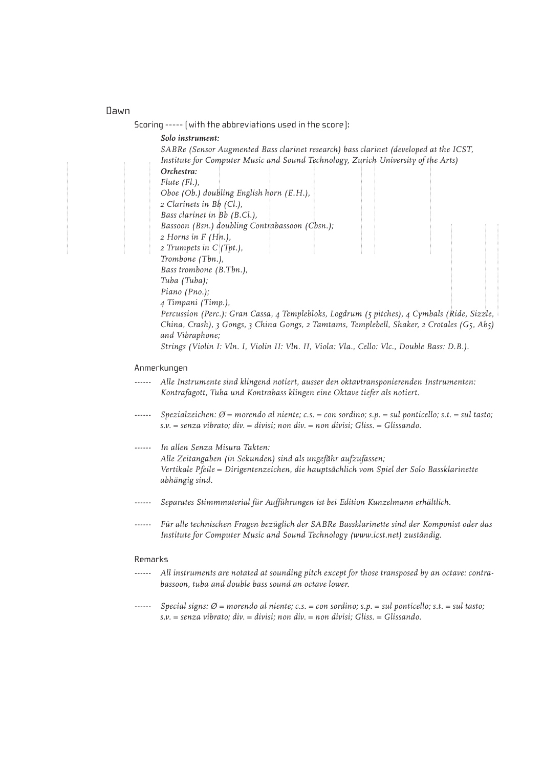# Dawn

Scoring ----- (with the abbreviations used in the score):

***Solo instrument:***
*SABRe (Sensor Augmented Bass clarinet research) bass clarinet (developed at the ICST, Institute for Computer Music and Sound Technology, Zurich University of the Arts)*
***Orchestra:***
*Flute (Fl.),*
*Oboe (Ob.) doubling English horn (E.H.),*
*2 Clarinets in Bb (Cl.),*
*Bass clarinet in Bb (B.Cl.),*
*Bassoon (Bsn.) doubling Contrabassoon (Cbsn.);*
*2 Horns in F (Hn.),*
*2 Trumpets in C (Tpt.),*
*Trombone (Tbn.),*
*Bass trombone (B.Tbn.),*
*Tuba (Tuba);*
*Piano (Pno.);*
*4 Timpani (Timp.),*
*Percussion (Perc.): Gran Cassa, 4 Templebloks, Logdrum (5 pitches), 4 Cymbals (Ride, Sizzle, China, Crash), 3 Gongs, 3 China Gongs, 2 Tamtams, Templebell, Shaker, 2 Crotales (G5, Ab5) and Vibraphone;*
*Strings (Violin I: Vln. I, Violin II: Vln. II, Viola: Vla., Cello: Vlc., Double Bass: D.B.).*

## Anmerkungen

------ *Alle Instrumente sind klingend notiert, ausser den oktavtransponierenden Instrumenten: Kontrafagott, Tuba und Kontrabass klingen eine Oktave tiefer als notiert.*

------ *Spezialzeichen: Ø = morendo al niente; c.s. = con sordino; s.p. = sul ponticello; s.t. = sul tasto; s.v. = senza vibrato; div. = divisi; non div. = non divisi; Gliss. = Glissando.*

------ *In allen Senza Misura Takten:*
*Alle Zeitangaben (in Sekunden) sind als ungefähr aufzufassen;*
*Vertikale Pfeile = Dirigentenzeichen, die hauptsächlich vom Spiel der Solo Bassklarinette abhängig sind.*

------ *Separates Stimmmaterial für Aufführungen ist bei Edition Kunzelmann erhältlich.*

------ *Für alle technischen Fragen bezüglich der SABRe Bassklarinette sind der Komponist oder das Institute for Computer Music and Sound Technology (www.icst.net) zuständig.*

## Remarks

------ *All instruments are notated at sounding pitch except for those transposed by an octave: contrabassoon, tuba and double bass sound an octave lower.*

------ *Special signs: Ø = morendo al niente; c.s. = con sordino; s.p. = sul ponticello; s.t. = sul tasto; s.v. = senza vibrato; div. = divisi; non div. = non divisi; Gliss. = Glissando.*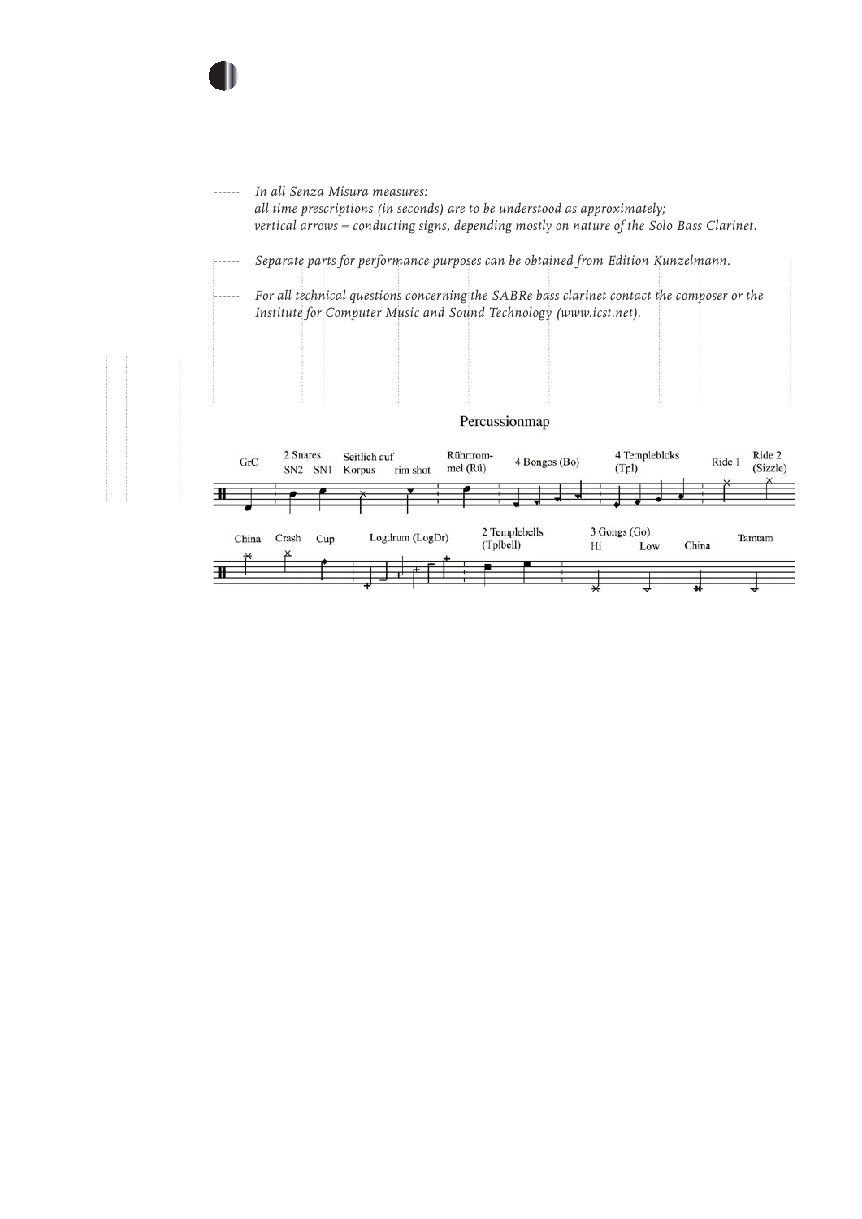------ *In all Senza Misura measures:*
*all time prescriptions (in seconds) are to be understood as approximately;*
*vertical arrows = conducting signs, depending mostly on nature of the Solo Bass Clarinet.*

------ *Separate parts for performance purposes can be obtained from Edition Kunzelmann.*

------ *For all technical questions concerning the SABRe bass clarinet contact the composer or the Institute for Computer Music and Sound Technology (www.icst.net).*

Percussionmap

GrC | 2 Snares SN2 SN1 | Seitlich auf Korpus | rim shot | Rührtrommel (Rü) | 4 Bongos (Bo) | 4 Templebloks (Tpl) | Ride 1 | Ride 2 (Sizzle)

China | Crash | Cup | Logdrum (LogDr) | 2 Templebells (Tplbell) | 3 Gongs (Go) Hi | Low | China | Tamtam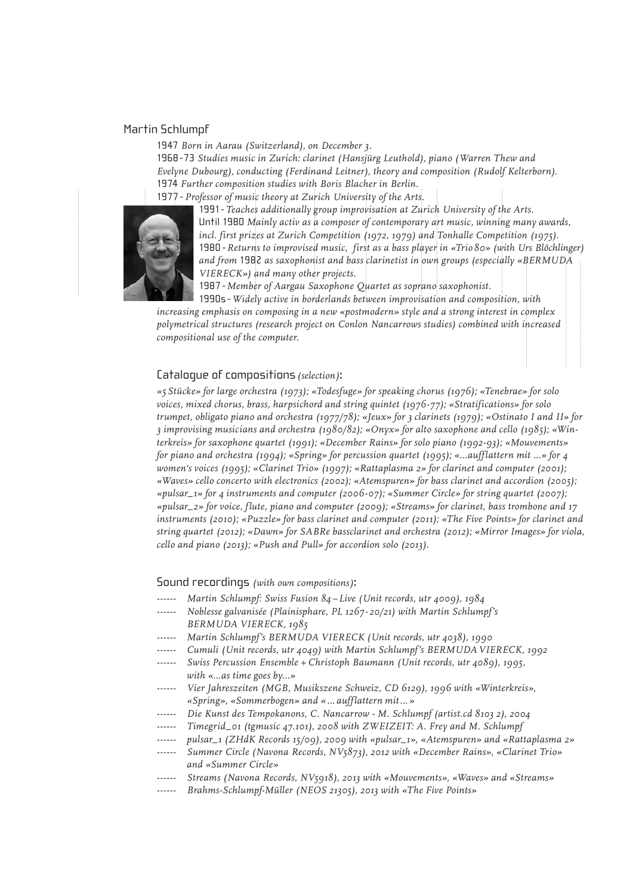## Martin Schlumpf

1947 *Born in Aarau (Switzerland), on December 3.*
1968 - 73 *Studies music in Zurich: clarinet (Hansjürg Leuthold), piano (Warren Thew and Evelyne Dubourg), conducting (Ferdinand Leitner), theory and composition (Rudolf Kelterborn).*
1974 *Further composition studies with Boris Blacher in Berlin.*
1977 - *Professor of music theory at Zurich University of the Arts.*
1991 - *Teaches additionally group improvisation at Zurich University of the Arts.*
Until 1980 *Mainly activ as a composer of contemporary art music, winning many awards, incl. first prizes at Zurich Competition (1972, 1979) and Tonhalle Competition (1975).*
1980 - *Returns to improvised music, first as a bass player in «Trio 80» (with Urs Blöchlinger) and from* 1982 *as saxophonist and bass clarinetist in own groups (especially «BERMUDA VIERECK») and many other projects.*
1987 - *Member of Aargau Saxophone Quartet as soprano saxophonist.*
1990s - *Widely active in borderlands between improvisation and composition, with increasing emphasis on composing in a new «postmodern» style and a strong interest in complex polymetrical structures (research project on Conlon Nancarrows studies) combined with increased compositional use of the computer.*

## Catalogue of compositions *(selection)*:

*«5 Stücke» for large orchestra (1973); «Todesfuge» for speaking chorus (1976); «Tenebrae» for solo voices, mixed chorus, brass, harpsichord and string quintet (1976-77); «Stratifications» for solo trumpet, obligato piano and orchestra (1977/78); «Jeux» for 3 clarinets (1979); «Ostinato I and II» for 3 improvising musicians and orchestra (1980/82); «Onyx» for alto saxophone and cello (1985); «Winterkreis» for saxophone quartet (1991); «December Rains» for solo piano (1992-93); «Mouvements» for piano and orchestra (1994); «Spring» for percussion quartet (1995); «...aufflattern mit ...» for 4 women's voices (1995); «Clarinet Trio» (1997); «Rattaplasma 2» for clarinet and computer (2001); «Waves» cello concerto with electronics (2002); «Atemspuren» for bass clarinet and accordion (2005); «pulsar_1» for 4 instruments and computer (2006-07); «Summer Circle» for string quartet (2007); «pulsar_2» for voice, flute, piano and computer (2009); «Streams» for clarinet, bass trombone and 17 instruments (2010); «Puzzle» for bass clarinet and computer (2011); «The Five Points» for clarinet and string quartet (2012); «Dawn» for SABRe bassclarinet and orchestra (2012); «Mirror Images» for viola, cello and piano (2013); «Push and Pull» for accordion solo (2013).*

## Sound recordings *(with own compositions)*:

- *Martin Schlumpf: Swiss Fusion 84 – Live (Unit records, utr 4009), 1984*
- *Noblesse galvanisée (Plainisphare, PL 1267-20/21) with Martin Schlumpf's BERMUDA VIERECK, 1985*
- *Martin Schlumpf's BERMUDA VIERECK (Unit records, utr 4038), 1990*
- *Cumuli (Unit records, utr 4049) with Martin Schlumpf's BERMUDA VIERECK, 1992*
- *Swiss Percussion Ensemble + Christoph Baumann (Unit records, utr 4089), 1995, with «...as time goes by...»*
- *Vier Jahreszeiten (MGB, Musikszene Schweiz, CD 6129), 1996 with «Winterkreis», «Spring», «Sommerbogen» and «... aufflattern mit ... »*
- *Die Kunst des Tempokanons, C. Nancarrow - M. Schlumpf (artist.cd 8103 2), 2004*
- *Timegrid_01 (tgmusic 47.101), 2008 with ZWEIZEIT: A. Frey and M. Schlumpf*
- *pulsar_1 (ZHdK Records 15/09), 2009 with «pulsar_1», «Atemspuren» and «Rattaplasma 2»*
- *Summer Circle (Navona Records, NV5873), 2012 with «December Rains», «Clarinet Trio» and «Summer Circle»*
- *Streams (Navona Records, NV5918), 2013 with «Mouvements», «Waves» and «Streams»*
- *Brahms-Schlumpf-Müller (NEOS 21305), 2013 with «The Five Points»*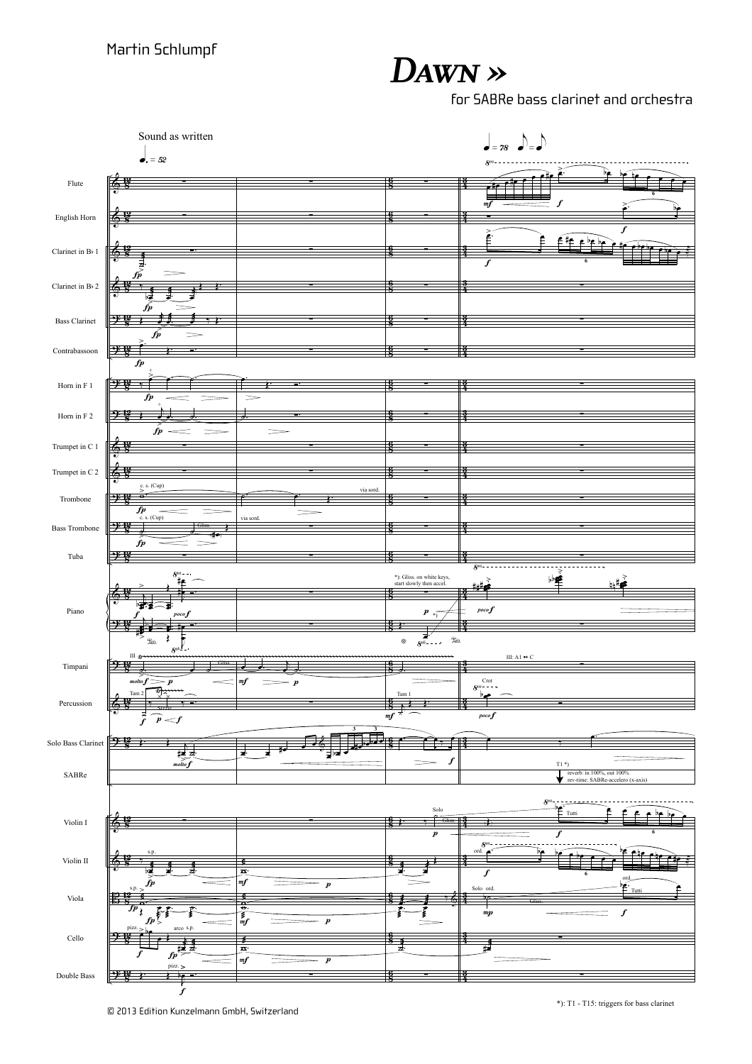Martin Schlumpf

# DAWN »

for SABRe bass clarinet and orchestra

*): T1 - T15: triggers for bass clarinet

© 2013 Edition Kunzelmann GmbH, Switzerland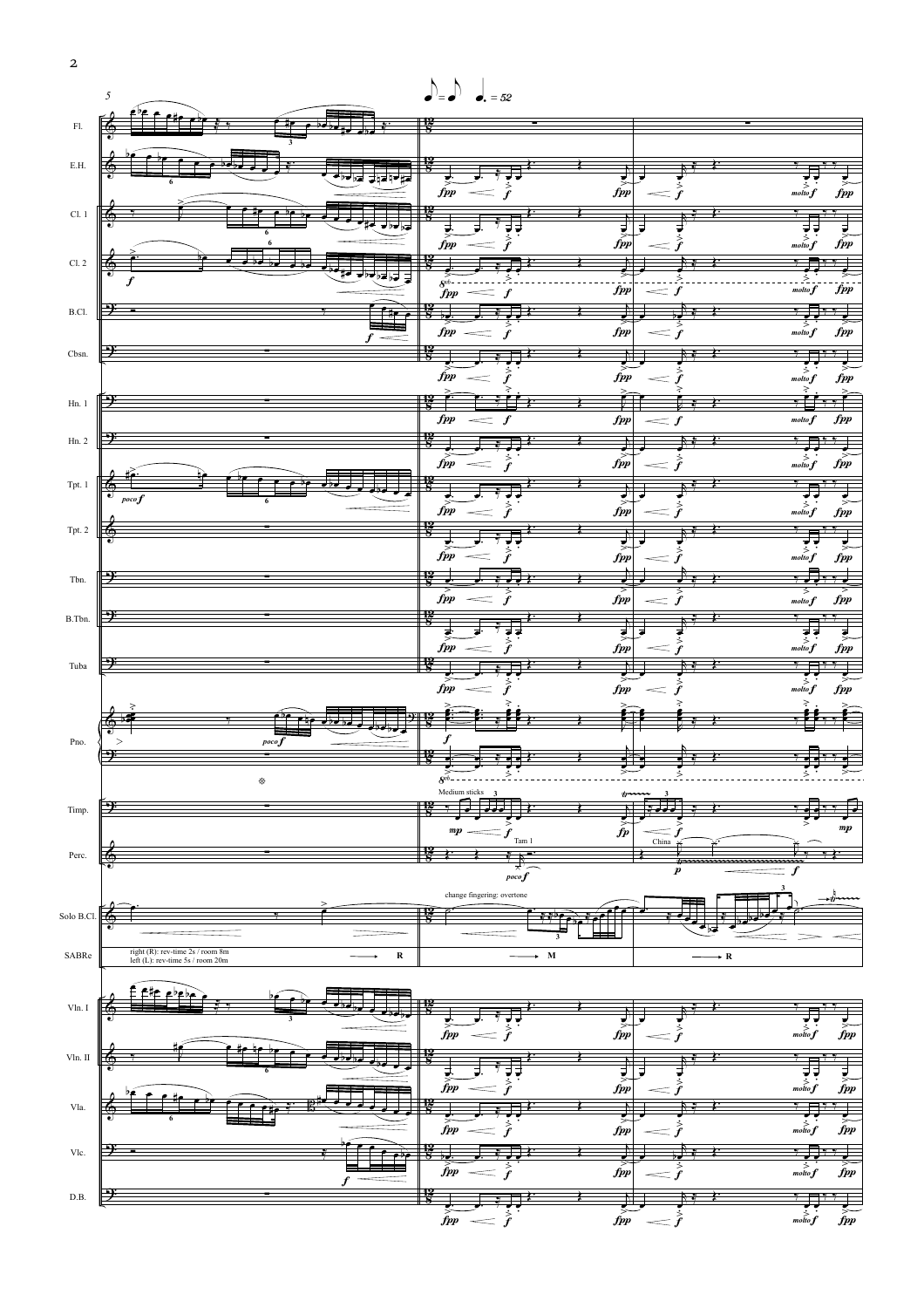♪ = ♪  ♩. = 52

Fl.

E.H.

Cl. 1

Cl. 2

B.Cl.

Cbsn.

Hn. 1

Hn. 2

Tpt. 1

Tpt. 2

Tbn.

B.Tbn.

Tuba

Pno.

Timp. — Medium sticks

Perc. — Tam 1 — China

Solo B.Cl. — change fingering: overtone

SABRe — right (R): rev-time 2s / room 8m — left (L): rev-time 5s / room 20m — → R — → M — → R

Vln. I

Vln. II

Vla.

Vlc.

D.B.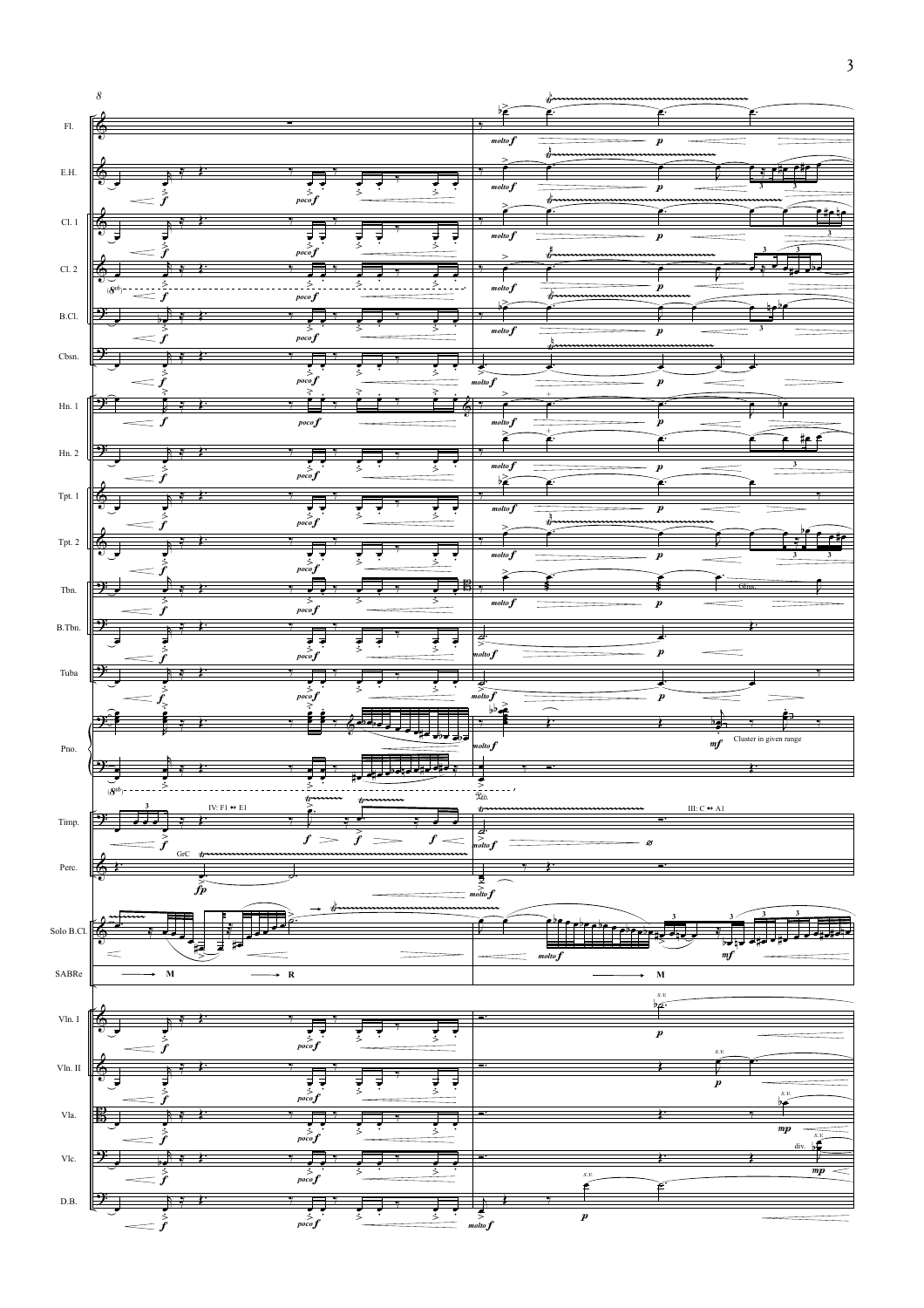8

Fl.
E.H.
Cl. 1
Cl. 2
B.Cl.
Cbsn.
Hn. 1
Hn. 2
Tpt. 1
Tpt. 2
Tbn.
B.Tbn.
Tuba
Pno.
Timp.
Perc.
Solo B.Cl.
SABRe
Vln. I
Vln. II
Vla.
Vlc.
D.B.

*f* — *poco f* — *molto f* — *p* — *mf* — *mp* — *fp*

Gliss.

Cluster in given range

IV: F1 ↔ E1

III: C ↔ A1

GrC

→ M — → R — → M

s.v.

div.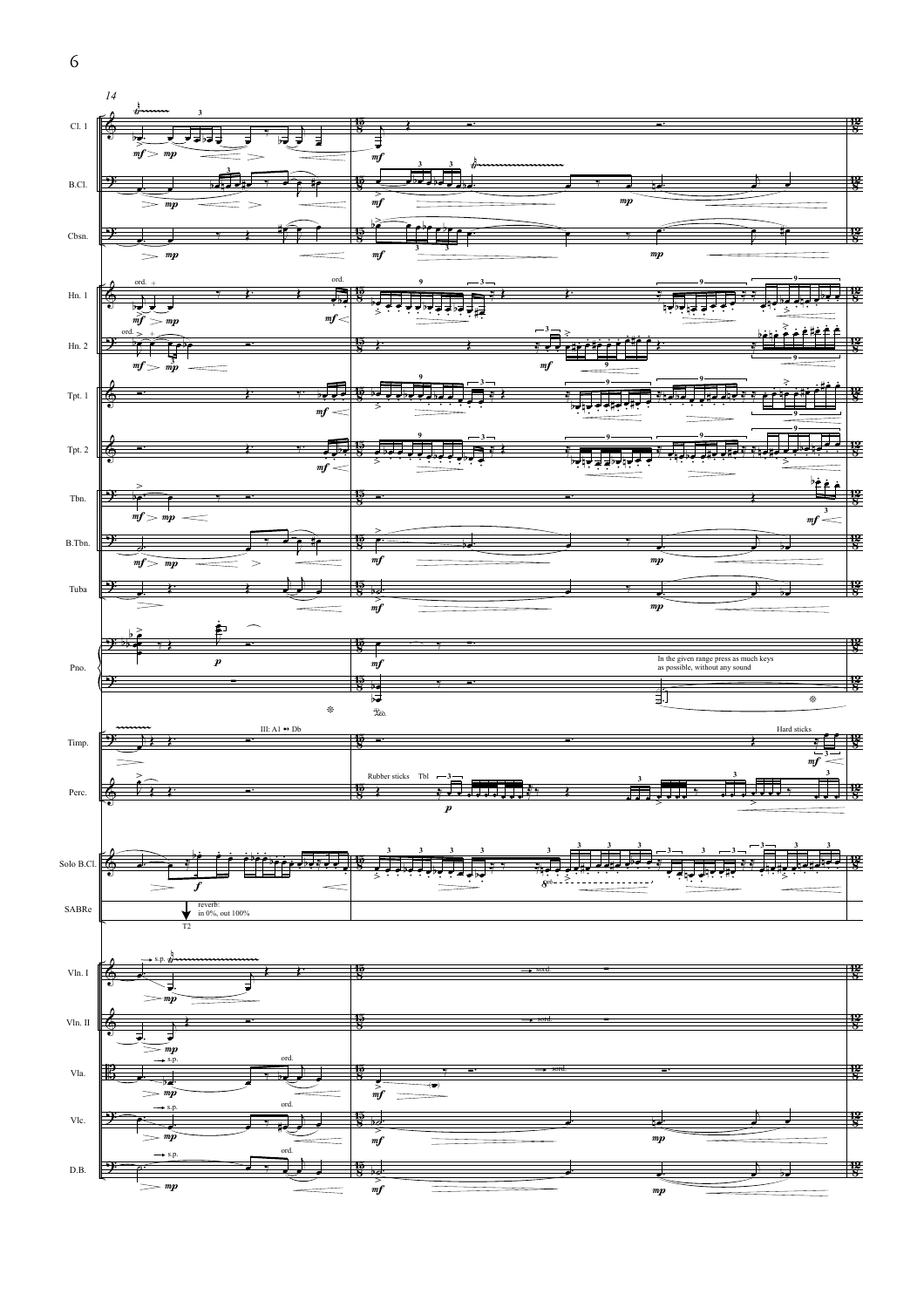Cl. 1

B.Cl.

Cbsn.

Hn. 1

Hn. 2

Tpt. 1

Tpt. 2

Tbn.

B.Tbn.

Tuba

Pno.

In the given range press as much keys as possible, without any sound

Timp.

III: A1 → Db

Hard sticks

Perc.

Rubber sticks Tbl

Solo B.Cl.

SABRe

reverb: in 0%, out 100%

T2

Vln. I

Vln. II

Vla.

Vlc.

D.B.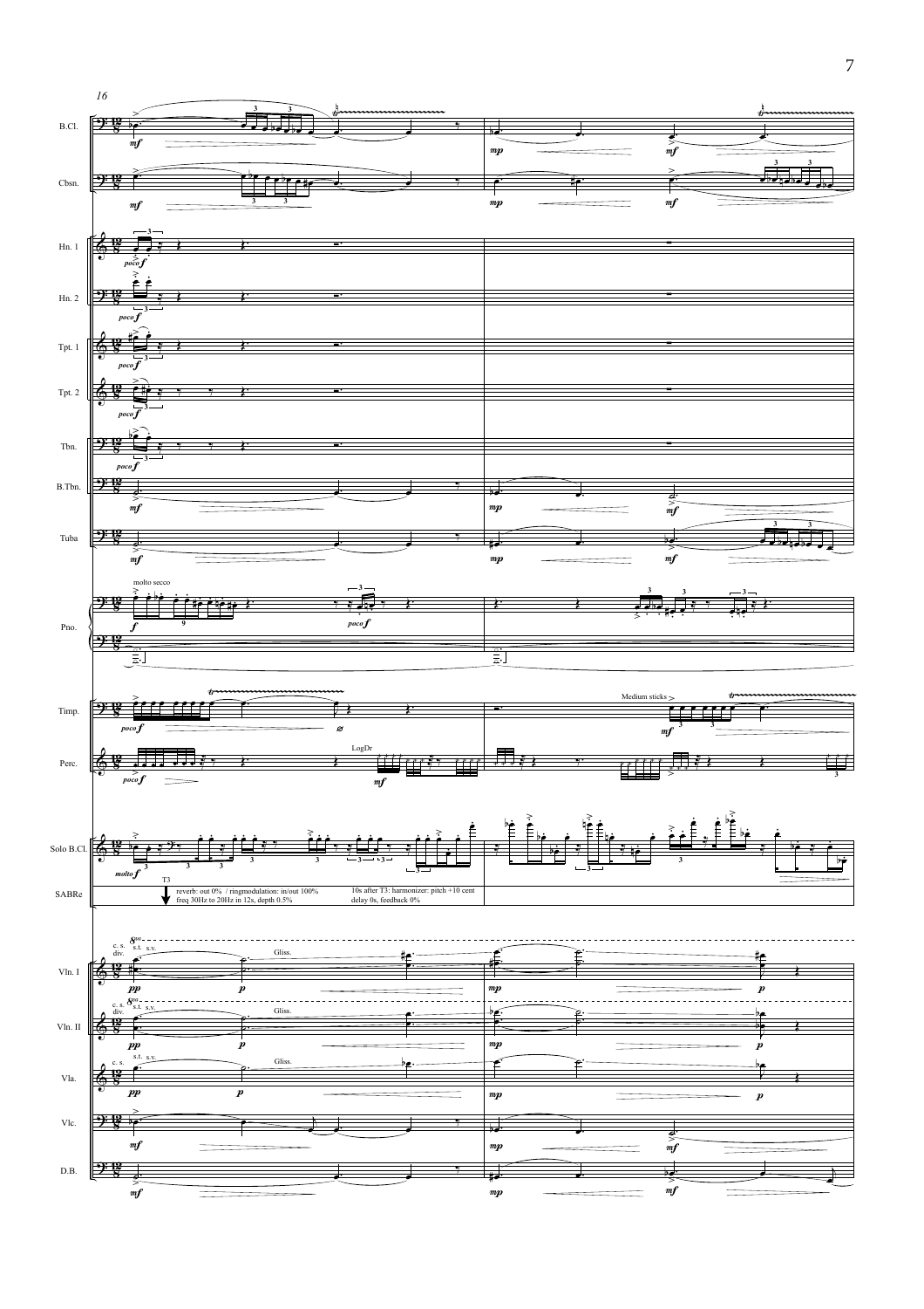16

reverb: out 0% / ringmodulation: in/out 100%
freq 30Hz to 20Hz in 12s, depth 0.5%

10s after T3: harmonizer: pitch +10 cent
delay 0s, feedback 0%